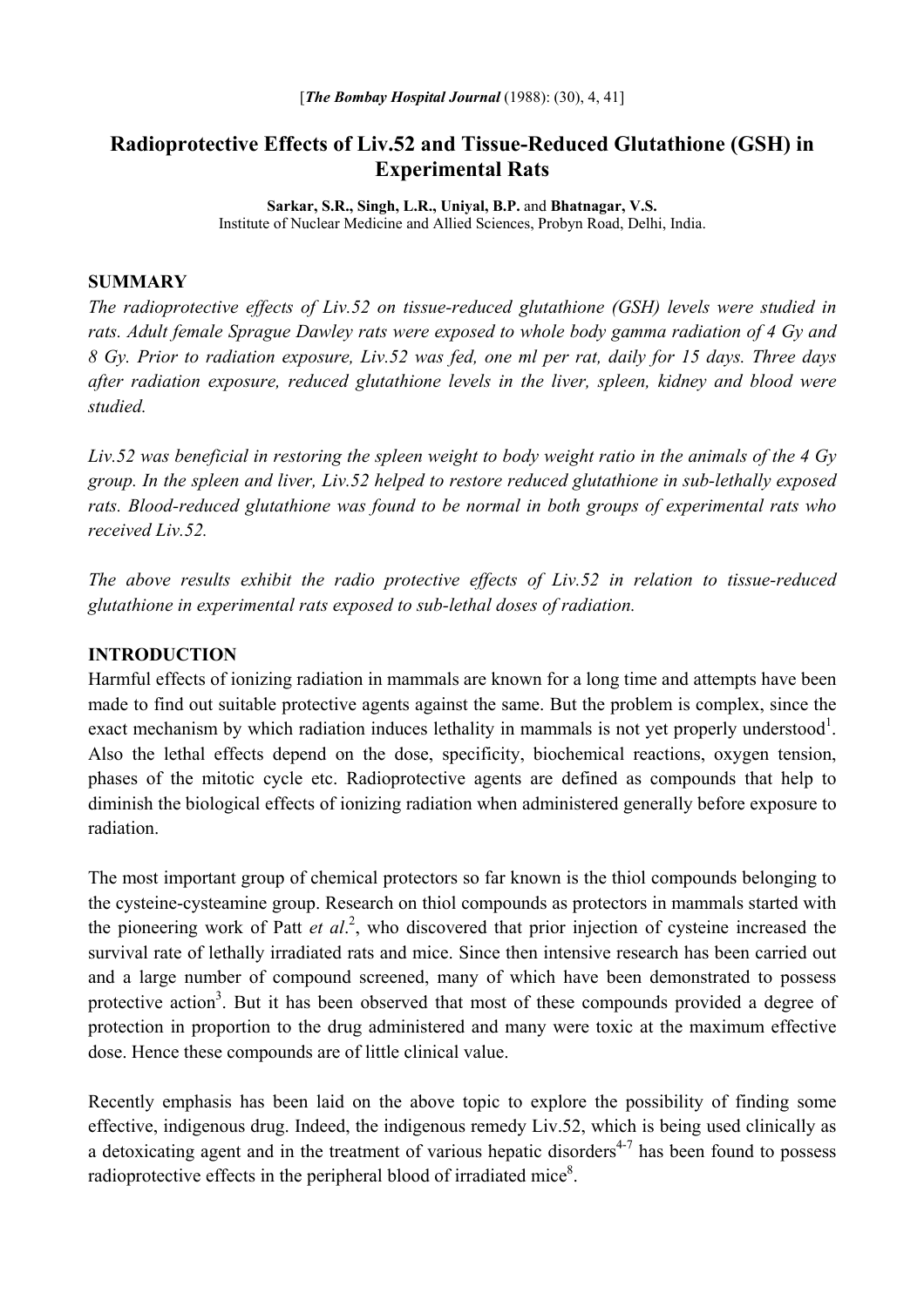[*The Bombay Hospital Journal* (1988): (30), 4, 41]

# Radioprotective Effects of Liv.52 and Tissue-Reduced Glutathione (GSH) in Experimental Rats

**Sarkar, S.R., Singh, L.R., Uniyal, B.P.** and **Bhatnagar, V.S.**
Institute of Nuclear Medicine and Allied Sciences, Probyn Road, Delhi, India.

## SUMMARY

*The radioprotective effects of Liv.52 on tissue-reduced glutathione (GSH) levels were studied in rats. Adult female Sprague Dawley rats were exposed to whole body gamma radiation of 4 Gy and 8 Gy. Prior to radiation exposure, Liv.52 was fed, one ml per rat, daily for 15 days. Three days after radiation exposure, reduced glutathione levels in the liver, spleen, kidney and blood were studied.*

*Liv.52 was beneficial in restoring the spleen weight to body weight ratio in the animals of the 4 Gy group. In the spleen and liver, Liv.52 helped to restore reduced glutathione in sub-lethally exposed rats. Blood-reduced glutathione was found to be normal in both groups of experimental rats who received Liv.52.*

*The above results exhibit the radio protective effects of Liv.52 in relation to tissue-reduced glutathione in experimental rats exposed to sub-lethal doses of radiation.*

## INTRODUCTION

Harmful effects of ionizing radiation in mammals are known for a long time and attempts have been made to find out suitable protective agents against the same. But the problem is complex, since the exact mechanism by which radiation induces lethality in mammals is not yet properly understood[1]. Also the lethal effects depend on the dose, specificity, biochemical reactions, oxygen tension, phases of the mitotic cycle etc. Radioprotective agents are defined as compounds that help to diminish the biological effects of ionizing radiation when administered generally before exposure to radiation.

The most important group of chemical protectors so far known is the thiol compounds belonging to the cysteine-cysteamine group. Research on thiol compounds as protectors in mammals started with the pioneering work of Patt *et al*.[2], who discovered that prior injection of cysteine increased the survival rate of lethally irradiated rats and mice. Since then intensive research has been carried out and a large number of compound screened, many of which have been demonstrated to possess protective action[3]. But it has been observed that most of these compounds provided a degree of protection in proportion to the drug administered and many were toxic at the maximum effective dose. Hence these compounds are of little clinical value.

Recently emphasis has been laid on the above topic to explore the possibility of finding some effective, indigenous drug. Indeed, the indigenous remedy Liv.52, which is being used clinically as a detoxicating agent and in the treatment of various hepatic disorders[4-7] has been found to possess radioprotective effects in the peripheral blood of irradiated mice[8].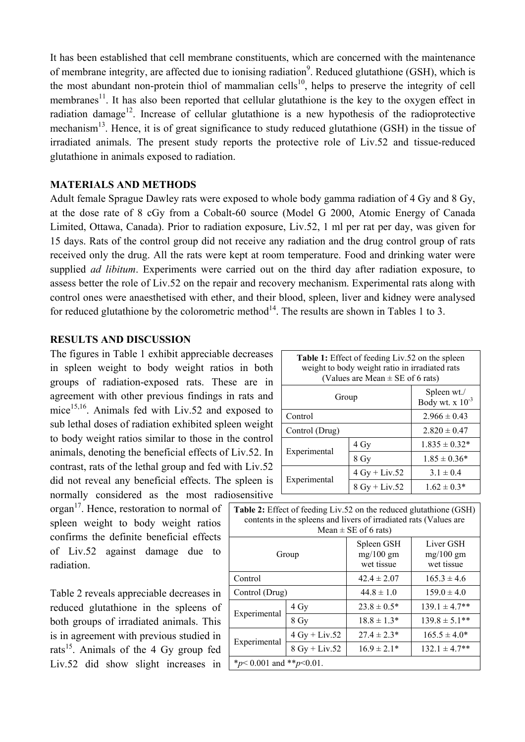It has been established that cell membrane constituents, which are concerned with the maintenance of membrane integrity, are affected due to ionising radiation[9]. Reduced glutathione (GSH), which is the most abundant non-protein thiol of mammalian cells[10], helps to preserve the integrity of cell membranes[11]. It has also been reported that cellular glutathione is the key to the oxygen effect in radiation damage[12]. Increase of cellular glutathione is a new hypothesis of the radioprotective mechanism[13]. Hence, it is of great significance to study reduced glutathione (GSH) in the tissue of irradiated animals. The present study reports the protective role of Liv.52 and tissue-reduced glutathione in animals exposed to radiation.

## MATERIALS AND METHODS

Adult female Sprague Dawley rats were exposed to whole body gamma radiation of 4 Gy and 8 Gy, at the dose rate of 8 cGy from a Cobalt-60 source (Model G 2000, Atomic Energy of Canada Limited, Ottawa, Canada). Prior to radiation exposure, Liv.52, 1 ml per rat per day, was given for 15 days. Rats of the control group did not receive any radiation and the drug control group of rats received only the drug. All the rats were kept at room temperature. Food and drinking water were supplied *ad libitum*. Experiments were carried out on the third day after radiation exposure, to assess better the role of Liv.52 on the repair and recovery mechanism. Experimental rats along with control ones were anaesthetised with ether, and their blood, spleen, liver and kidney were analysed for reduced glutathione by the colorometric method[14]. The results are shown in Tables 1 to 3.

## RESULTS AND DISCUSSION

The figures in Table 1 exhibit appreciable decreases in spleen weight to body weight ratios in both groups of radiation-exposed rats. These are in agreement with other previous findings in rats and mice[15,16]. Animals fed with Liv.52 and exposed to sub lethal doses of radiation exhibited spleen weight to body weight ratios similar to those in the control animals, denoting the beneficial effects of Liv.52. In contrast, rats of the lethal group and fed with Liv.52 did not reveal any beneficial effects. The spleen is normally considered as the most radiosensitive organ[17]. Hence, restoration to normal of spleen weight to body weight ratios confirms the definite beneficial effects of Liv.52 against damage due to radiation.

**Table 1:** Effect of feeding Liv.52 on the spleen weight to body weight ratio in irradiated rats (Values are Mean ± SE of 6 rats)

| Group | | Spleen wt./ Body wt. x $10^{-3}$ |
|---|---|---|
| Control | | 2.966 ± 0.43 |
| Control (Drug) | | 2.820 ± 0.47 |
| Experimental | 4 Gy | 1.835 ± 0.32* |
| | 8 Gy | 1.85 ± 0.36* |
| Experimental | 4 Gy + Liv.52 | 3.1 ± 0.4 |
| | 8 Gy + Liv.52 | 1.62 ± 0.3* |

**Table 2:** Effect of feeding Liv.52 on the reduced glutathione (GSH) contents in the spleens and livers of irradiated rats (Values are Mean ± SE of 6 rats)

| Group | | Spleen GSH mg/100 gm wet tissue | Liver GSH mg/100 gm wet tissue |
|---|---|---|---|
| Control | | 42.4 ± 2.07 | 165.3 ± 4.6 |
| Control (Drug) | | 44.8 ± 1.0 | 159.0 ± 4.0 |
| Experimental | 4 Gy | 23.8 ± 0.5* | 139.1 ± 4.7** |
| | 8 Gy | 18.8 ± 1.3* | 139.8 ± 5.1** |
| Experimental | 4 Gy + Liv.52 | 27.4 ± 2.3* | 165.5 ± 4.0* |
| | 8 Gy + Liv.52 | 16.9 ± 2.1* | 132.1 ± 4.7** |

*$p < 0.001$ and **$p < 0.01$.

Table 2 reveals appreciable decreases in reduced glutathione in the spleens of both groups of irradiated animals. This is in agreement with previous studied in rats[15]. Animals of the 4 Gy group fed Liv.52 did show slight increases in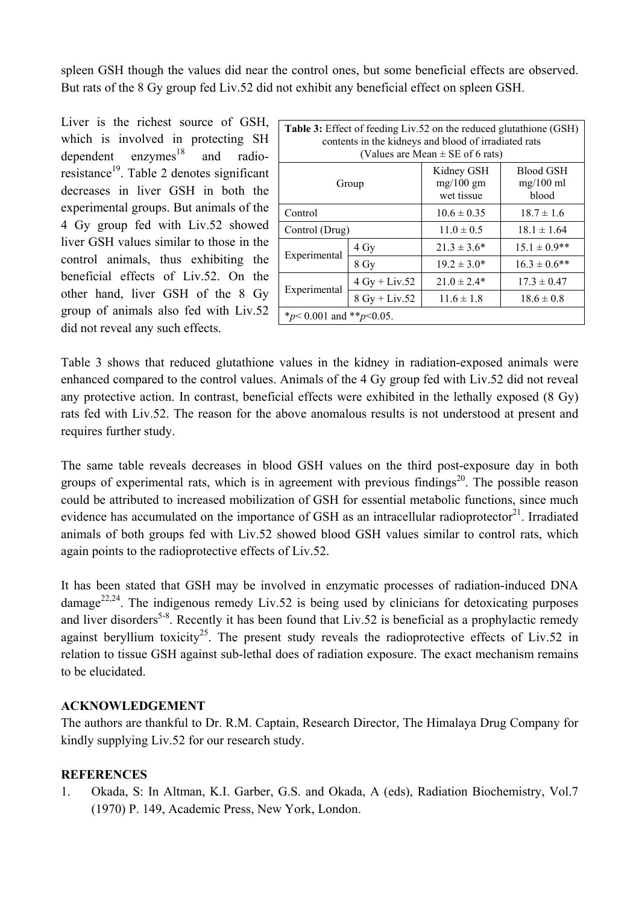spleen GSH though the values did near the control ones, but some beneficial effects are observed. But rats of the 8 Gy group fed Liv.52 did not exhibit any beneficial effect on spleen GSH.

Liver is the richest source of GSH, which is involved in protecting SH dependent enzymes[18] and radio-resistance[19]. Table 2 denotes significant decreases in liver GSH in both the experimental groups. But animals of the 4 Gy group fed with Liv.52 showed liver GSH values similar to those in the control animals, thus exhibiting the beneficial effects of Liv.52. On the other hand, liver GSH of the 8 Gy group of animals also fed with Liv.52 did not reveal any such effects.

**Table 3:** Effect of feeding Liv.52 on the reduced glutathione (GSH) contents in the kidneys and blood of irradiated rats (Values are Mean ± SE of 6 rats)

| Group | | Kidney GSH mg/100 gm wet tissue | Blood GSH mg/100 ml blood |
|---|---|---|---|
| Control | | 10.6 ± 0.35 | 18.7 ± 1.6 |
| Control (Drug) | | 11.0 ± 0.5 | 18.1 ± 1.64 |
| Experimental | 4 Gy | 21.3 ± 3.6* | 15.1 ± 0.9** |
| | 8 Gy | 19.2 ± 3.0* | 16.3 ± 0.6** |
| Experimental | 4 Gy + Liv.52 | 21.0 ± 2.4* | 17.3 ± 0.47 |
| | 8 Gy + Liv.52 | 11.6 ± 1.8 | 18.6 ± 0.8 |

*$p < 0.001$ and **$p < 0.05$.

Table 3 shows that reduced glutathione values in the kidney in radiation-exposed animals were enhanced compared to the control values. Animals of the 4 Gy group fed with Liv.52 did not reveal any protective action. In contrast, beneficial effects were exhibited in the lethally exposed (8 Gy) rats fed with Liv.52. The reason for the above anomalous results is not understood at present and requires further study.

The same table reveals decreases in blood GSH values on the third post-exposure day in both groups of experimental rats, which is in agreement with previous findings[20]. The possible reason could be attributed to increased mobilization of GSH for essential metabolic functions, since much evidence has accumulated on the importance of GSH as an intracellular radioprotector[21]. Irradiated animals of both groups fed with Liv.52 showed blood GSH values similar to control rats, which again points to the radioprotective effects of Liv.52.

It has been stated that GSH may be involved in enzymatic processes of radiation-induced DNA damage[22,24]. The indigenous remedy Liv.52 is being used by clinicians for detoxicating purposes and liver disorders[5-8]. Recently it has been found that Liv.52 is beneficial as a prophylactic remedy against beryllium toxicity[25]. The present study reveals the radioprotective effects of Liv.52 in relation to tissue GSH against sub-lethal does of radiation exposure. The exact mechanism remains to be elucidated.

## ACKNOWLEDGEMENT

The authors are thankful to Dr. R.M. Captain, Research Director, The Himalaya Drug Company for kindly supplying Liv.52 for our research study.

## REFERENCES

1. Okada, S: In Altman, K.I. Garber, G.S. and Okada, A (eds), Radiation Biochemistry, Vol.7 (1970) P. 149, Academic Press, New York, London.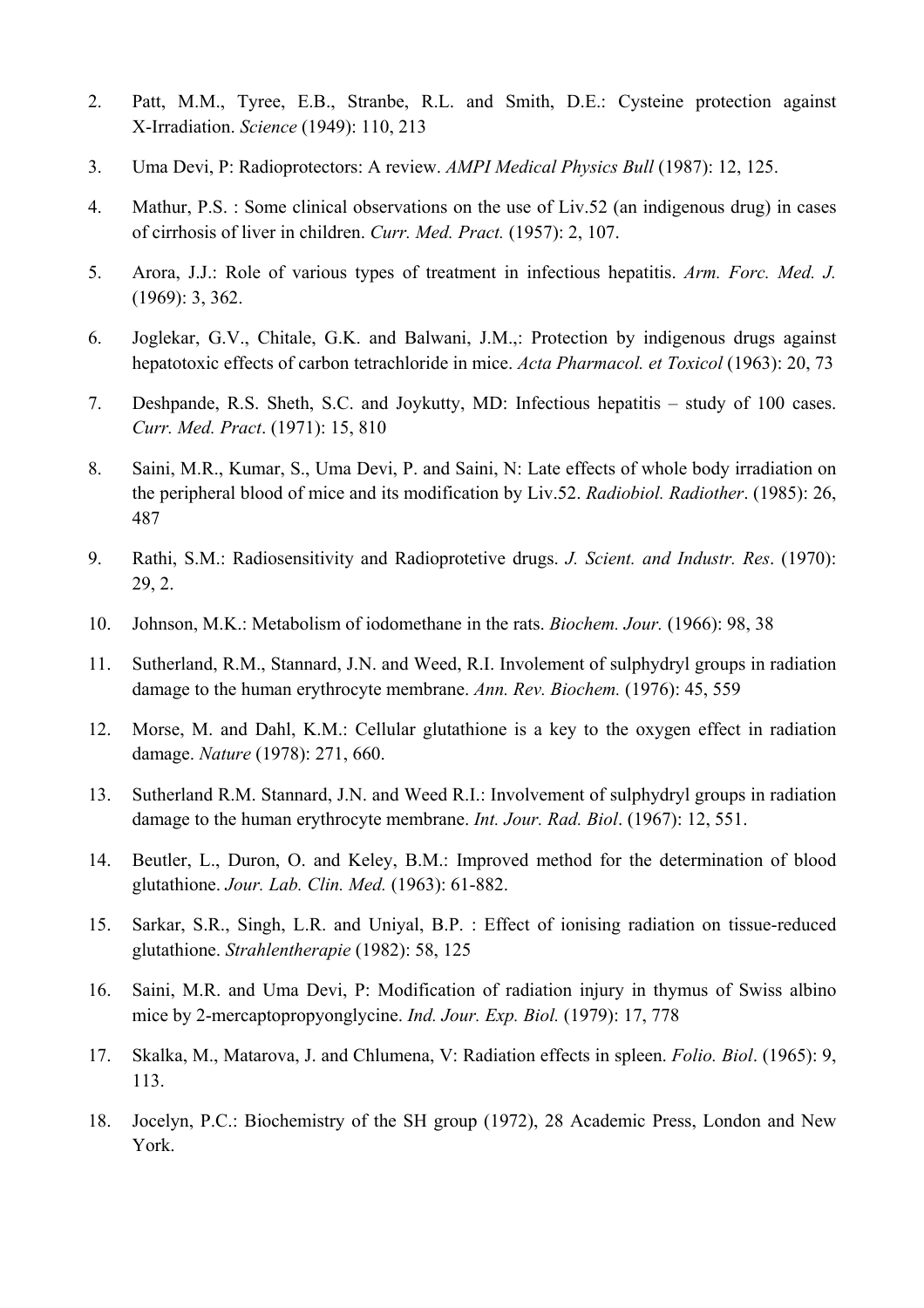2. Patt, M.M., Tyree, E.B., Stranbe, R.L. and Smith, D.E.: Cysteine protection against X-Irradiation. *Science* (1949): 110, 213

3. Uma Devi, P: Radioprotectors: A review. *AMPI Medical Physics Bull* (1987): 12, 125.

4. Mathur, P.S. : Some clinical observations on the use of Liv.52 (an indigenous drug) in cases of cirrhosis of liver in children. *Curr. Med. Pract.* (1957): 2, 107.

5. Arora, J.J.: Role of various types of treatment in infectious hepatitis. *Arm. Forc. Med. J.* (1969): 3, 362.

6. Joglekar, G.V., Chitale, G.K. and Balwani, J.M.,: Protection by indigenous drugs against hepatotoxic effects of carbon tetrachloride in mice. *Acta Pharmacol. et Toxicol* (1963): 20, 73

7. Deshpande, R.S. Sheth, S.C. and Joykutty, MD: Infectious hepatitis – study of 100 cases. *Curr. Med. Pract*. (1971): 15, 810

8. Saini, M.R., Kumar, S., Uma Devi, P. and Saini, N: Late effects of whole body irradiation on the peripheral blood of mice and its modification by Liv.52. *Radiobiol. Radiother*. (1985): 26, 487

9. Rathi, S.M.: Radiosensitivity and Radioprotetive drugs. *J. Scient. and Industr. Res*. (1970): 29, 2.

10. Johnson, M.K.: Metabolism of iodomethane in the rats. *Biochem. Jour.* (1966): 98, 38

11. Sutherland, R.M., Stannard, J.N. and Weed, R.I. Invölement of sulphydryl groups in radiation damage to the human erythrocyte membrane. *Ann. Rev. Biochem.* (1976): 45, 559

12. Morse, M. and Dahl, K.M.: Cellular glutathione is a key to the oxygen effect in radiation damage. *Nature* (1978): 271, 660.

13. Sutherland R.M. Stannard, J.N. and Weed R.I.: Involvement of sulphydryl groups in radiation damage to the human erythrocyte membrane. *Int. Jour. Rad. Biol*. (1967): 12, 551.

14. Beutler, L., Duron, O. and Keley, B.M.: Improved method for the determination of blood glutathione. *Jour. Lab. Clin. Med.* (1963): 61-882.

15. Sarkar, S.R., Singh, L.R. and Uniyal, B.P. : Effect of ionising radiation on tissue-reduced glutathione. *Strahlentherapie* (1982): 58, 125

16. Saini, M.R. and Uma Devi, P: Modification of radiation injury in thymus of Swiss albino mice by 2-mercaptopropyonglycine. *Ind. Jour. Exp. Biol.* (1979): 17, 778

17. Skalka, M., Matarova, J. and Chlumena, V: Radiation effects in spleen. *Folio. Biol*. (1965): 9, 113.

18. Jocelyn, P.C.: Biochemistry of the SH group (1972), 28 Academic Press, London and New York.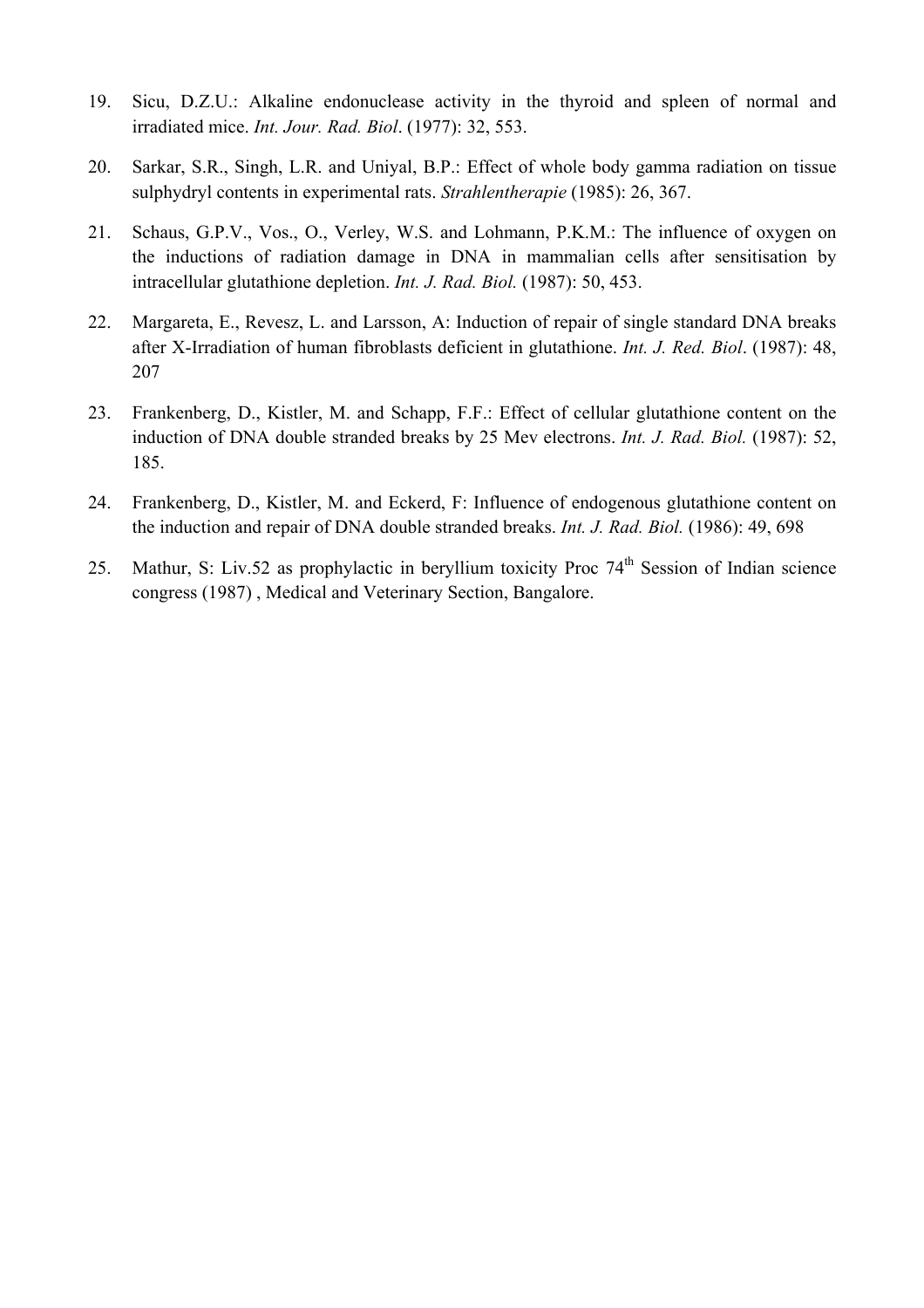19. Sicu, D.Z.U.: Alkaline endonuclease activity in the thyroid and spleen of normal and irradiated mice. *Int. Jour. Rad. Biol*. (1977): 32, 553.

20. Sarkar, S.R., Singh, L.R. and Uniyal, B.P.: Effect of whole body gamma radiation on tissue sulphydryl contents in experimental rats. *Strahlentherapie* (1985): 26, 367.

21. Schaus, G.P.V., Vos., O., Verley, W.S. and Lohmann, P.K.M.: The influence of oxygen on the inductions of radiation damage in DNA in mammalian cells after sensitisation by intracellular glutathione depletion. *Int. J. Rad. Biol.* (1987): 50, 453.

22. Margareta, E., Revesz, L. and Larsson, A: Induction of repair of single standard DNA breaks after X-Irradiation of human fibroblasts deficient in glutathione. *Int. J. Red. Biol*. (1987): 48, 207

23. Frankenberg, D., Kistler, M. and Schapp, F.F.: Effect of cellular glutathione content on the induction of DNA double stranded breaks by 25 Mev electrons. *Int. J. Rad. Biol.* (1987): 52, 185.

24. Frankenberg, D., Kistler, M. and Eckerd, F: Influence of endogenous glutathione content on the induction and repair of DNA double stranded breaks. *Int. J. Rad. Biol.* (1986): 49, 698

25. Mathur, S: Liv.52 as prophylactic in beryllium toxicity Proc 74th Session of Indian science congress (1987) , Medical and Veterinary Section, Bangalore.